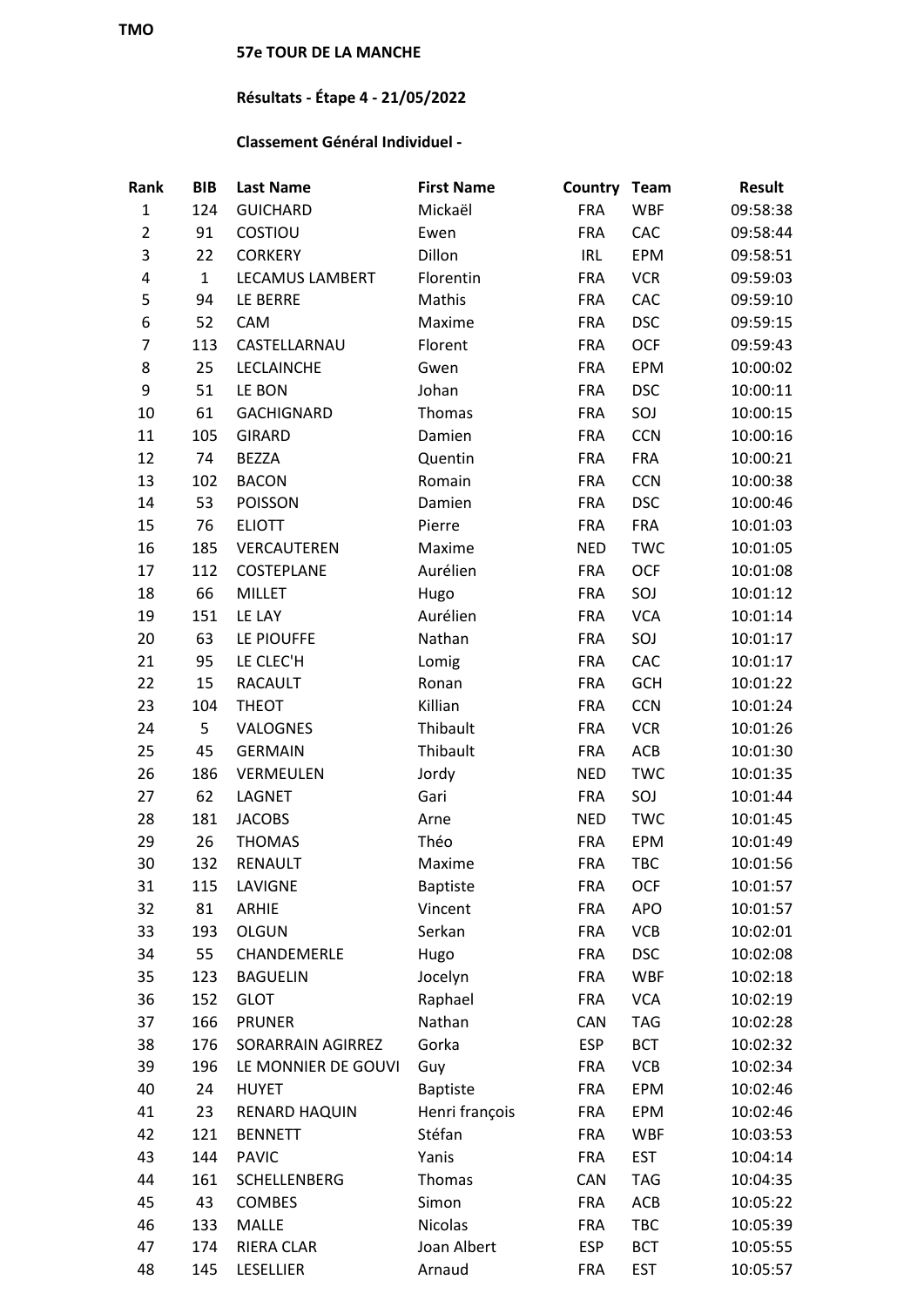TMO

**57e TOUR DE LA MANCHE**

**Résultats - Étape 4 - 21/05/2022**

**Classement Général Individuel -**

| Rank | BIB | Last Name | First Name | Country | Team | Result |
|---|---|---|---|---|---|---|
| 1 | 124 | GUICHARD | Mickaël | FRA | WBF | 09:58:38 |
| 2 | 91 | COSTIOU | Ewen | FRA | CAC | 09:58:44 |
| 3 | 22 | CORKERY | Dillon | IRL | EPM | 09:58:51 |
| 4 | 1 | LECAMUS LAMBERT | Florentin | FRA | VCR | 09:59:03 |
| 5 | 94 | LE BERRE | Mathis | FRA | CAC | 09:59:10 |
| 6 | 52 | CAM | Maxime | FRA | DSC | 09:59:15 |
| 7 | 113 | CASTELLARNAU | Florent | FRA | OCF | 09:59:43 |
| 8 | 25 | LECLAINCHE | Gwen | FRA | EPM | 10:00:02 |
| 9 | 51 | LE BON | Johan | FRA | DSC | 10:00:11 |
| 10 | 61 | GACHIGNARD | Thomas | FRA | SOJ | 10:00:15 |
| 11 | 105 | GIRARD | Damien | FRA | CCN | 10:00:16 |
| 12 | 74 | BEZZA | Quentin | FRA | FRA | 10:00:21 |
| 13 | 102 | BACON | Romain | FRA | CCN | 10:00:38 |
| 14 | 53 | POISSON | Damien | FRA | DSC | 10:00:46 |
| 15 | 76 | ELIOTT | Pierre | FRA | FRA | 10:01:03 |
| 16 | 185 | VERCAUTEREN | Maxime | NED | TWC | 10:01:05 |
| 17 | 112 | COSTEPLANE | Aurélien | FRA | OCF | 10:01:08 |
| 18 | 66 | MILLET | Hugo | FRA | SOJ | 10:01:12 |
| 19 | 151 | LE LAY | Aurélien | FRA | VCA | 10:01:14 |
| 20 | 63 | LE PIOUFFE | Nathan | FRA | SOJ | 10:01:17 |
| 21 | 95 | LE CLEC'H | Lomig | FRA | CAC | 10:01:17 |
| 22 | 15 | RACAULT | Ronan | FRA | GCH | 10:01:22 |
| 23 | 104 | THEOT | Killian | FRA | CCN | 10:01:24 |
| 24 | 5 | VALOGNES | Thibault | FRA | VCR | 10:01:26 |
| 25 | 45 | GERMAIN | Thibault | FRA | ACB | 10:01:30 |
| 26 | 186 | VERMEULEN | Jordy | NED | TWC | 10:01:35 |
| 27 | 62 | LAGNET | Gari | FRA | SOJ | 10:01:44 |
| 28 | 181 | JACOBS | Arne | NED | TWC | 10:01:45 |
| 29 | 26 | THOMAS | Théo | FRA | EPM | 10:01:49 |
| 30 | 132 | RENAULT | Maxime | FRA | TBC | 10:01:56 |
| 31 | 115 | LAVIGNE | Baptiste | FRA | OCF | 10:01:57 |
| 32 | 81 | ARHIE | Vincent | FRA | APO | 10:01:57 |
| 33 | 193 | OLGUN | Serkan | FRA | VCB | 10:02:01 |
| 34 | 55 | CHANDEMERLE | Hugo | FRA | DSC | 10:02:08 |
| 35 | 123 | BAGUELIN | Jocelyn | FRA | WBF | 10:02:18 |
| 36 | 152 | GLOT | Raphael | FRA | VCA | 10:02:19 |
| 37 | 166 | PRUNER | Nathan | CAN | TAG | 10:02:28 |
| 38 | 176 | SORARRAIN AGIRREZ | Gorka | ESP | BCT | 10:02:32 |
| 39 | 196 | LE MONNIER DE GOUVI | Guy | FRA | VCB | 10:02:34 |
| 40 | 24 | HUYET | Baptiste | FRA | EPM | 10:02:46 |
| 41 | 23 | RENARD HAQUIN | Henri françois | FRA | EPM | 10:02:46 |
| 42 | 121 | BENNETT | Stéfan | FRA | WBF | 10:03:53 |
| 43 | 144 | PAVIC | Yanis | FRA | EST | 10:04:14 |
| 44 | 161 | SCHELLENBERG | Thomas | CAN | TAG | 10:04:35 |
| 45 | 43 | COMBES | Simon | FRA | ACB | 10:05:22 |
| 46 | 133 | MALLE | Nicolas | FRA | TBC | 10:05:39 |
| 47 | 174 | RIERA CLAR | Joan Albert | ESP | BCT | 10:05:55 |
| 48 | 145 | LESELLIER | Arnaud | FRA | EST | 10:05:57 |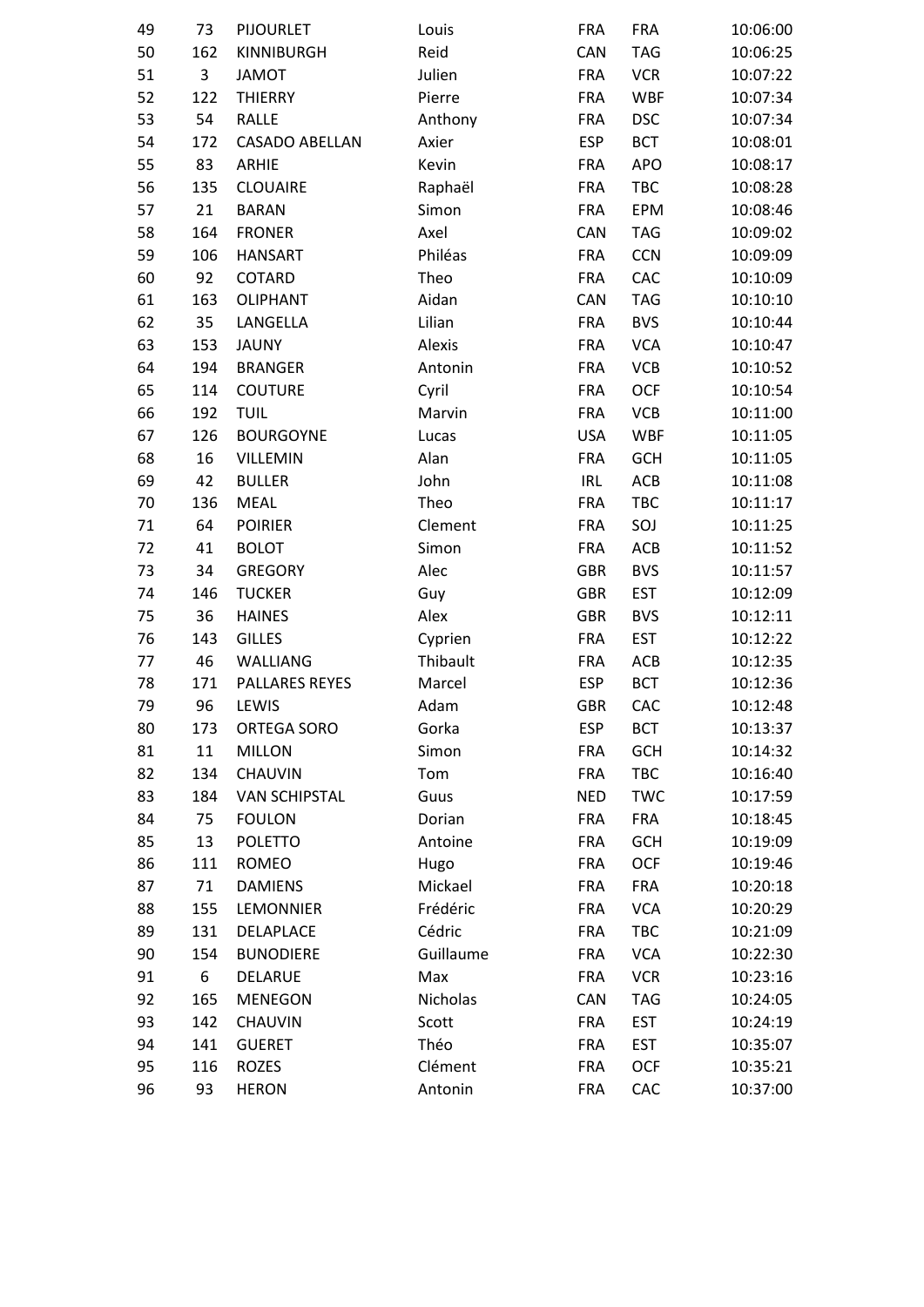| | | | | | | |
|---|---|---|---|---|---|---|
| 49 | 73 | PIJOURLET | Louis | FRA | FRA | 10:06:00 |
| 50 | 162 | KINNIBURGH | Reid | CAN | TAG | 10:06:25 |
| 51 | 3 | JAMOT | Julien | FRA | VCR | 10:07:22 |
| 52 | 122 | THIERRY | Pierre | FRA | WBF | 10:07:34 |
| 53 | 54 | RALLE | Anthony | FRA | DSC | 10:07:34 |
| 54 | 172 | CASADO ABELLAN | Axier | ESP | BCT | 10:08:01 |
| 55 | 83 | ARHIE | Kevin | FRA | APO | 10:08:17 |
| 56 | 135 | CLOUAIRE | Raphaël | FRA | TBC | 10:08:28 |
| 57 | 21 | BARAN | Simon | FRA | EPM | 10:08:46 |
| 58 | 164 | FRONER | Axel | CAN | TAG | 10:09:02 |
| 59 | 106 | HANSART | Philéas | FRA | CCN | 10:09:09 |
| 60 | 92 | COTARD | Theo | FRA | CAC | 10:10:09 |
| 61 | 163 | OLIPHANT | Aidan | CAN | TAG | 10:10:10 |
| 62 | 35 | LANGELLA | Lilian | FRA | BVS | 10:10:44 |
| 63 | 153 | JAUNY | Alexis | FRA | VCA | 10:10:47 |
| 64 | 194 | BRANGER | Antonin | FRA | VCB | 10:10:52 |
| 65 | 114 | COUTURE | Cyril | FRA | OCF | 10:10:54 |
| 66 | 192 | TUIL | Marvin | FRA | VCB | 10:11:00 |
| 67 | 126 | BOURGOYNE | Lucas | USA | WBF | 10:11:05 |
| 68 | 16 | VILLEMIN | Alan | FRA | GCH | 10:11:05 |
| 69 | 42 | BULLER | John | IRL | ACB | 10:11:08 |
| 70 | 136 | MEAL | Theo | FRA | TBC | 10:11:17 |
| 71 | 64 | POIRIER | Clement | FRA | SOJ | 10:11:25 |
| 72 | 41 | BOLOT | Simon | FRA | ACB | 10:11:52 |
| 73 | 34 | GREGORY | Alec | GBR | BVS | 10:11:57 |
| 74 | 146 | TUCKER | Guy | GBR | EST | 10:12:09 |
| 75 | 36 | HAINES | Alex | GBR | BVS | 10:12:11 |
| 76 | 143 | GILLES | Cyprien | FRA | EST | 10:12:22 |
| 77 | 46 | WALLIANG | Thibault | FRA | ACB | 10:12:35 |
| 78 | 171 | PALLARES REYES | Marcel | ESP | BCT | 10:12:36 |
| 79 | 96 | LEWIS | Adam | GBR | CAC | 10:12:48 |
| 80 | 173 | ORTEGA SORO | Gorka | ESP | BCT | 10:13:37 |
| 81 | 11 | MILLON | Simon | FRA | GCH | 10:14:32 |
| 82 | 134 | CHAUVIN | Tom | FRA | TBC | 10:16:40 |
| 83 | 184 | VAN SCHIPSTAL | Guus | NED | TWC | 10:17:59 |
| 84 | 75 | FOULON | Dorian | FRA | FRA | 10:18:45 |
| 85 | 13 | POLETTO | Antoine | FRA | GCH | 10:19:09 |
| 86 | 111 | ROMEO | Hugo | FRA | OCF | 10:19:46 |
| 87 | 71 | DAMIENS | Mickael | FRA | FRA | 10:20:18 |
| 88 | 155 | LEMONNIER | Frédéric | FRA | VCA | 10:20:29 |
| 89 | 131 | DELAPLACE | Cédric | FRA | TBC | 10:21:09 |
| 90 | 154 | BUNODIERE | Guillaume | FRA | VCA | 10:22:30 |
| 91 | 6 | DELARUE | Max | FRA | VCR | 10:23:16 |
| 92 | 165 | MENEGON | Nicholas | CAN | TAG | 10:24:05 |
| 93 | 142 | CHAUVIN | Scott | FRA | EST | 10:24:19 |
| 94 | 141 | GUERET | Théo | FRA | EST | 10:35:07 |
| 95 | 116 | ROZES | Clément | FRA | OCF | 10:35:21 |
| 96 | 93 | HERON | Antonin | FRA | CAC | 10:37:00 |